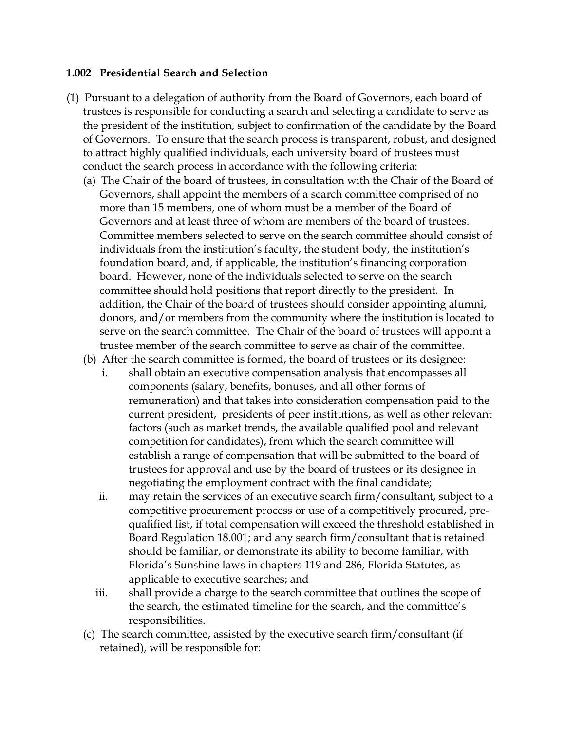**1.002 Presidential Search and Selection**

(1) Pursuant to a delegation of authority from the Board of Governors, each board of trustees is responsible for conducting a search and selecting a candidate to serve as the president of the institution, subject to confirmation of the candidate by the Board of Governors. To ensure that the search process is transparent, robust, and designed to attract highly qualified individuals, each university board of trustees must conduct the search process in accordance with the following criteria:

(a) The Chair of the board of trustees, in consultation with the Chair of the Board of Governors, shall appoint the members of a search committee comprised of no more than 15 members, one of whom must be a member of the Board of Governors and at least three of whom are members of the board of trustees. Committee members selected to serve on the search committee should consist of individuals from the institution's faculty, the student body, the institution's foundation board, and, if applicable, the institution's financing corporation board. However, none of the individuals selected to serve on the search committee should hold positions that report directly to the president. In addition, the Chair of the board of trustees should consider appointing alumni, donors, and/or members from the community where the institution is located to serve on the search committee. The Chair of the board of trustees will appoint a trustee member of the search committee to serve as chair of the committee.

(b) After the search committee is formed, the board of trustees or its designee:

i. shall obtain an executive compensation analysis that encompasses all components (salary, benefits, bonuses, and all other forms of remuneration) and that takes into consideration compensation paid to the current president, presidents of peer institutions, as well as other relevant factors (such as market trends, the available qualified pool and relevant competition for candidates), from which the search committee will establish a range of compensation that will be submitted to the board of trustees for approval and use by the board of trustees or its designee in negotiating the employment contract with the final candidate;

ii. may retain the services of an executive search firm/consultant, subject to a competitive procurement process or use of a competitively procured, pre-qualified list, if total compensation will exceed the threshold established in Board Regulation 18.001; and any search firm/consultant that is retained should be familiar, or demonstrate its ability to become familiar, with Florida's Sunshine laws in chapters 119 and 286, Florida Statutes, as applicable to executive searches; and

iii. shall provide a charge to the search committee that outlines the scope of the search, the estimated timeline for the search, and the committee's responsibilities.

(c) The search committee, assisted by the executive search firm/consultant (if retained), will be responsible for: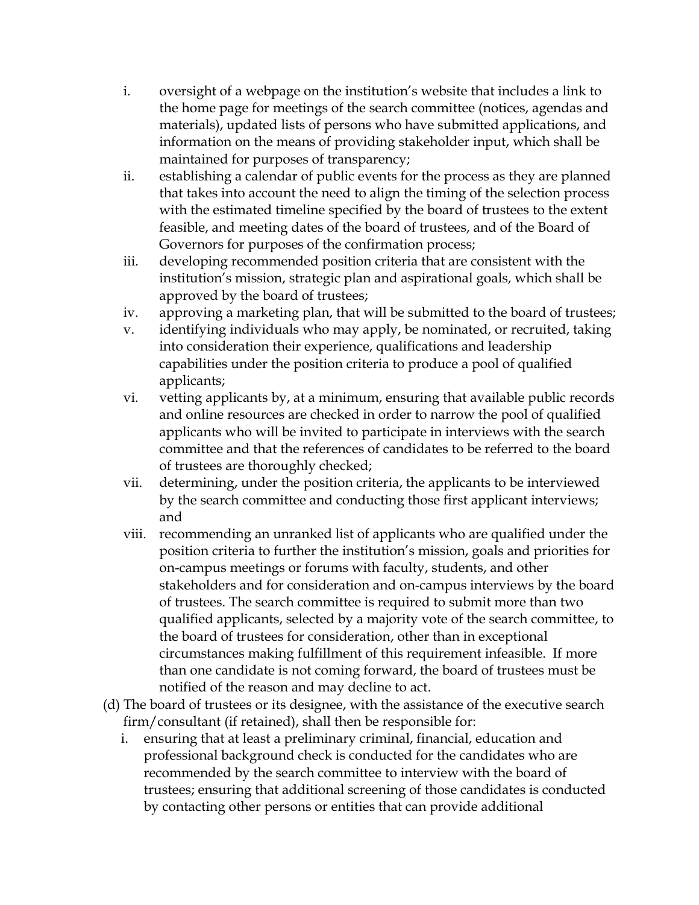i. oversight of a webpage on the institution's website that includes a link to the home page for meetings of the search committee (notices, agendas and materials), updated lists of persons who have submitted applications, and information on the means of providing stakeholder input, which shall be maintained for purposes of transparency;
ii. establishing a calendar of public events for the process as they are planned that takes into account the need to align the timing of the selection process with the estimated timeline specified by the board of trustees to the extent feasible, and meeting dates of the board of trustees, and of the Board of Governors for purposes of the confirmation process;
iii. developing recommended position criteria that are consistent with the institution's mission, strategic plan and aspirational goals, which shall be approved by the board of trustees;
iv. approving a marketing plan, that will be submitted to the board of trustees;
v. identifying individuals who may apply, be nominated, or recruited, taking into consideration their experience, qualifications and leadership capabilities under the position criteria to produce a pool of qualified applicants;
vi. vetting applicants by, at a minimum, ensuring that available public records and online resources are checked in order to narrow the pool of qualified applicants who will be invited to participate in interviews with the search committee and that the references of candidates to be referred to the board of trustees are thoroughly checked;
vii. determining, under the position criteria, the applicants to be interviewed by the search committee and conducting those first applicant interviews; and
viii. recommending an unranked list of applicants who are qualified under the position criteria to further the institution's mission, goals and priorities for on-campus meetings or forums with faculty, students, and other stakeholders and for consideration and on-campus interviews by the board of trustees. The search committee is required to submit more than two qualified applicants, selected by a majority vote of the search committee, to the board of trustees for consideration, other than in exceptional circumstances making fulfillment of this requirement infeasible. If more than one candidate is not coming forward, the board of trustees must be notified of the reason and may decline to act.

(d) The board of trustees or its designee, with the assistance of the executive search firm/consultant (if retained), shall then be responsible for:

i. ensuring that at least a preliminary criminal, financial, education and professional background check is conducted for the candidates who are recommended by the search committee to interview with the board of trustees; ensuring that additional screening of those candidates is conducted by contacting other persons or entities that can provide additional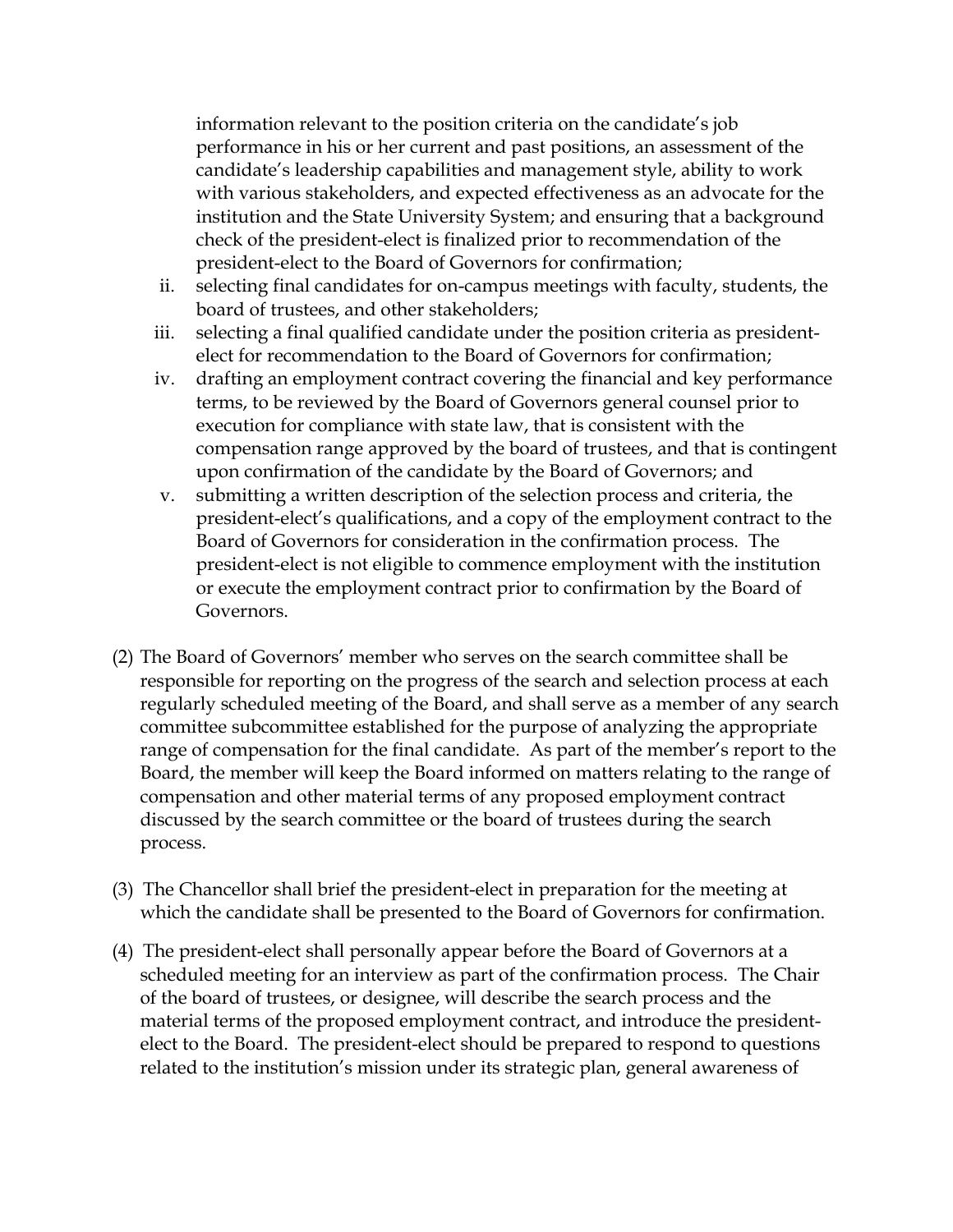information relevant to the position criteria on the candidate's job performance in his or her current and past positions, an assessment of the candidate's leadership capabilities and management style, ability to work with various stakeholders, and expected effectiveness as an advocate for the institution and the State University System; and ensuring that a background check of the president-elect is finalized prior to recommendation of the president-elect to the Board of Governors for confirmation;

ii. selecting final candidates for on-campus meetings with faculty, students, the board of trustees, and other stakeholders;

iii. selecting a final qualified candidate under the position criteria as president-elect for recommendation to the Board of Governors for confirmation;

iv. drafting an employment contract covering the financial and key performance terms, to be reviewed by the Board of Governors general counsel prior to execution for compliance with state law, that is consistent with the compensation range approved by the board of trustees, and that is contingent upon confirmation of the candidate by the Board of Governors; and

v. submitting a written description of the selection process and criteria, the president-elect's qualifications, and a copy of the employment contract to the Board of Governors for consideration in the confirmation process. The president-elect is not eligible to commence employment with the institution or execute the employment contract prior to confirmation by the Board of Governors.

(2) The Board of Governors' member who serves on the search committee shall be responsible for reporting on the progress of the search and selection process at each regularly scheduled meeting of the Board, and shall serve as a member of any search committee subcommittee established for the purpose of analyzing the appropriate range of compensation for the final candidate. As part of the member's report to the Board, the member will keep the Board informed on matters relating to the range of compensation and other material terms of any proposed employment contract discussed by the search committee or the board of trustees during the search process.

(3) The Chancellor shall brief the president-elect in preparation for the meeting at which the candidate shall be presented to the Board of Governors for confirmation.

(4) The president-elect shall personally appear before the Board of Governors at a scheduled meeting for an interview as part of the confirmation process. The Chair of the board of trustees, or designee, will describe the search process and the material terms of the proposed employment contract, and introduce the president-elect to the Board. The president-elect should be prepared to respond to questions related to the institution's mission under its strategic plan, general awareness of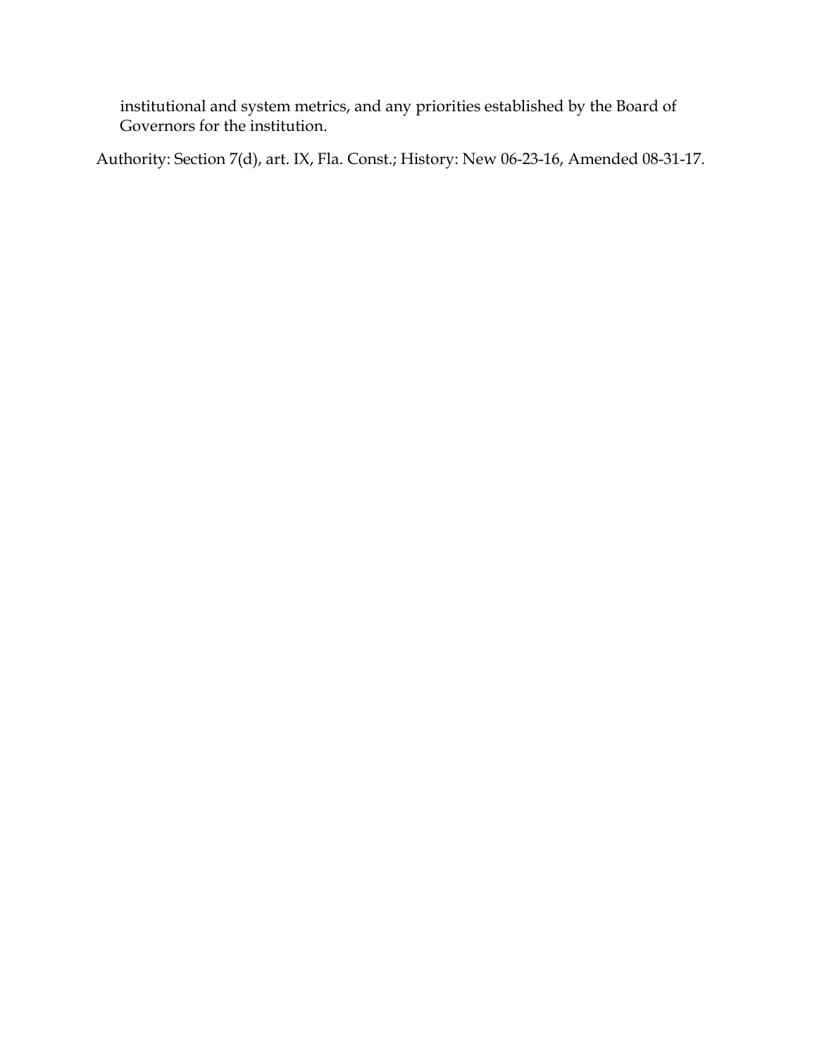institutional and system metrics, and any priorities established by the Board of Governors for the institution.

Authority: Section 7(d), art. IX, Fla. Const.; History: New 06-23-16, Amended 08-31-17.